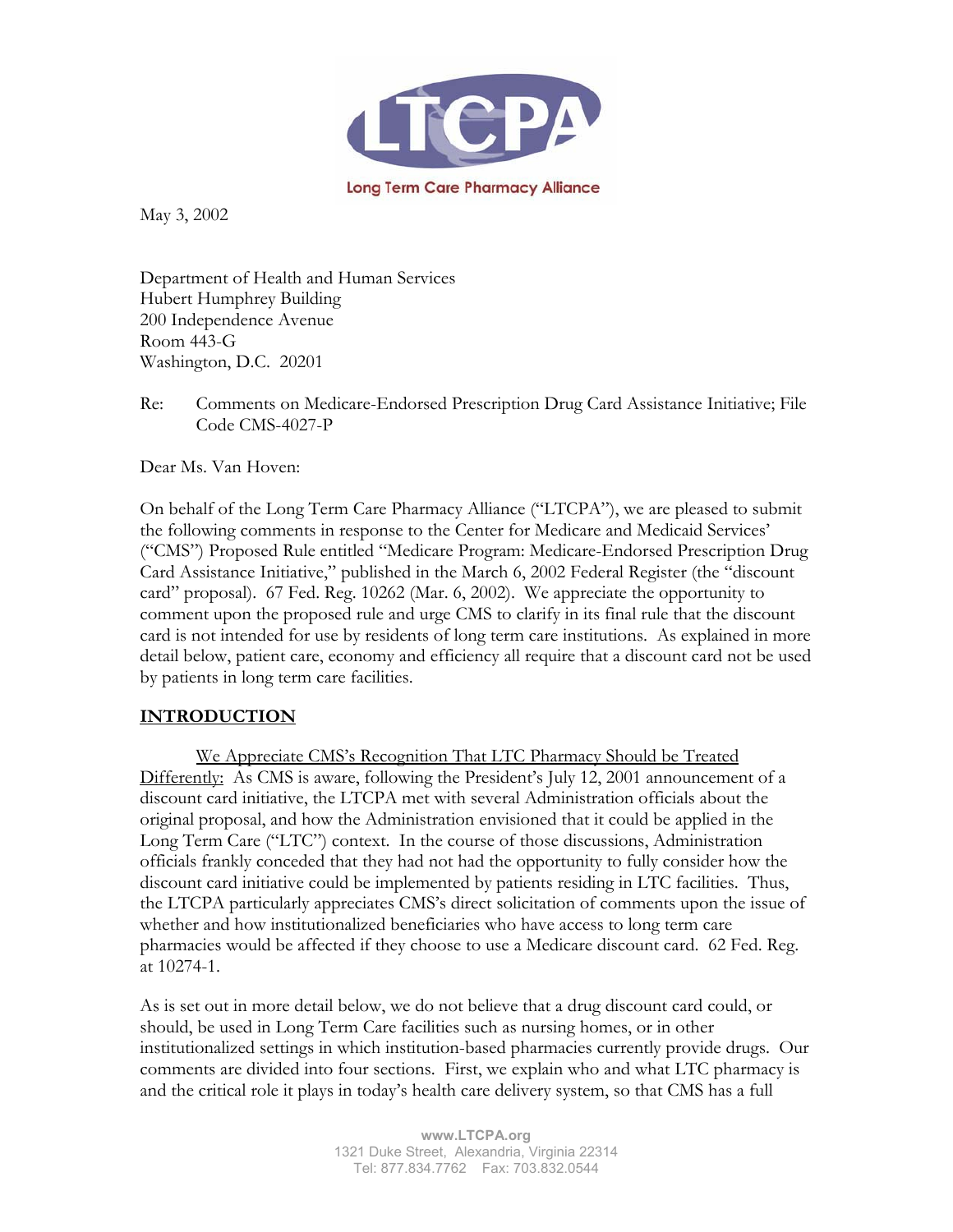LTCPA

Long Term Care Pharmacy Alliance

May 3, 2002

Department of Health and Human Services
Hubert Humphrey Building
200 Independence Avenue
Room 443-G
Washington, D.C. 20201

Re: Comments on Medicare-Endorsed Prescription Drug Card Assistance Initiative; File Code CMS-4027-P

Dear Ms. Van Hoven:

On behalf of the Long Term Care Pharmacy Alliance ("LTCPA"), we are pleased to submit the following comments in response to the Center for Medicare and Medicaid Services' ("CMS") Proposed Rule entitled "Medicare Program: Medicare-Endorsed Prescription Drug Card Assistance Initiative," published in the March 6, 2002 Federal Register (the "discount card" proposal). 67 Fed. Reg. 10262 (Mar. 6, 2002). We appreciate the opportunity to comment upon the proposed rule and urge CMS to clarify in its final rule that the discount card is not intended for use by residents of long term care institutions. As explained in more detail below, patient care, economy and efficiency all require that a discount card not be used by patients in long term care facilities.

## INTRODUCTION

<u>We Appreciate CMS's Recognition That LTC Pharmacy Should be Treated Differently:</u> As CMS is aware, following the President's July 12, 2001 announcement of a discount card initiative, the LTCPA met with several Administration officials about the original proposal, and how the Administration envisioned that it could be applied in the Long Term Care ("LTC") context. In the course of those discussions, Administration officials frankly conceded that they had not had the opportunity to fully consider how the discount card initiative could be implemented by patients residing in LTC facilities. Thus, the LTCPA particularly appreciates CMS's direct solicitation of comments upon the issue of whether and how institutionalized beneficiaries who have access to long term care pharmacies would be affected if they choose to use a Medicare discount card. 62 Fed. Reg. at 10274-1.

As is set out in more detail below, we do not believe that a drug discount card could, or should, be used in Long Term Care facilities such as nursing homes, or in other institutionalized settings in which institution-based pharmacies currently provide drugs. Our comments are divided into four sections. First, we explain who and what LTC pharmacy is and the critical role it plays in today's health care delivery system, so that CMS has a full

www.LTCPA.org
1321 Duke Street, Alexandria, Virginia 22314
Tel: 877.834.7762 Fax: 703.832.0544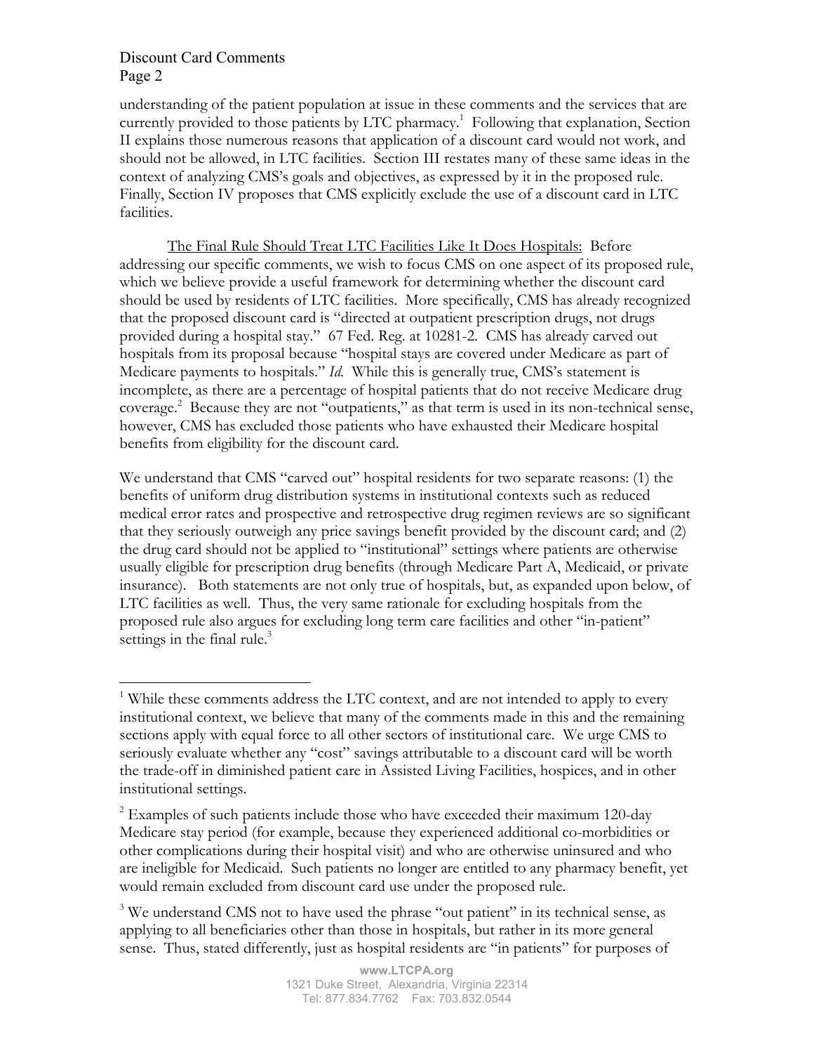understanding of the patient population at issue in these comments and the services that are currently provided to those patients by LTC pharmacy.[1] Following that explanation, Section II explains those numerous reasons that application of a discount card would not work, and should not be allowed, in LTC facilities. Section III restates many of these same ideas in the context of analyzing CMS's goals and objectives, as expressed by it in the proposed rule. Finally, Section IV proposes that CMS explicitly exclude the use of a discount card in LTC facilities.

The Final Rule Should Treat LTC Facilities Like It Does Hospitals: Before addressing our specific comments, we wish to focus CMS on one aspect of its proposed rule, which we believe provide a useful framework for determining whether the discount card should be used by residents of LTC facilities. More specifically, CMS has already recognized that the proposed discount card is "directed at outpatient prescription drugs, not drugs provided during a hospital stay." 67 Fed. Reg. at 10281-2. CMS has already carved out hospitals from its proposal because "hospital stays are covered under Medicare as part of Medicare payments to hospitals." *Id.* While this is generally true, CMS's statement is incomplete, as there are a percentage of hospital patients that do not receive Medicare drug coverage.[2] Because they are not "outpatients," as that term is used in its non-technical sense, however, CMS has excluded those patients who have exhausted their Medicare hospital benefits from eligibility for the discount card.

We understand that CMS "carved out" hospital residents for two separate reasons: (1) the benefits of uniform drug distribution systems in institutional contexts such as reduced medical error rates and prospective and retrospective drug regimen reviews are so significant that they seriously outweigh any price savings benefit provided by the discount card; and (2) the drug card should not be applied to "institutional" settings where patients are otherwise usually eligible for prescription drug benefits (through Medicare Part A, Medicaid, or private insurance). Both statements are not only true of hospitals, but, as expanded upon below, of LTC facilities as well. Thus, the very same rationale for excluding hospitals from the proposed rule also argues for excluding long term care facilities and other "in-patient" settings in the final rule.[3]

---

[1] While these comments address the LTC context, and are not intended to apply to every institutional context, we believe that many of the comments made in this and the remaining sections apply with equal force to all other sectors of institutional care. We urge CMS to seriously evaluate whether any "cost" savings attributable to a discount card will be worth the trade-off in diminished patient care in Assisted Living Facilities, hospices, and in other institutional settings.

[2] Examples of such patients include those who have exceeded their maximum 120-day Medicare stay period (for example, because they experienced additional co-morbidities or other complications during their hospital visit) and who are otherwise uninsured and who are ineligible for Medicaid. Such patients no longer are entitled to any pharmacy benefit, yet would remain excluded from discount card use under the proposed rule.

[3] We understand CMS not to have used the phrase "out patient" in its technical sense, as applying to all beneficiaries other than those in hospitals, but rather in its more general sense. Thus, stated differently, just as hospital residents are "in patients" for purposes of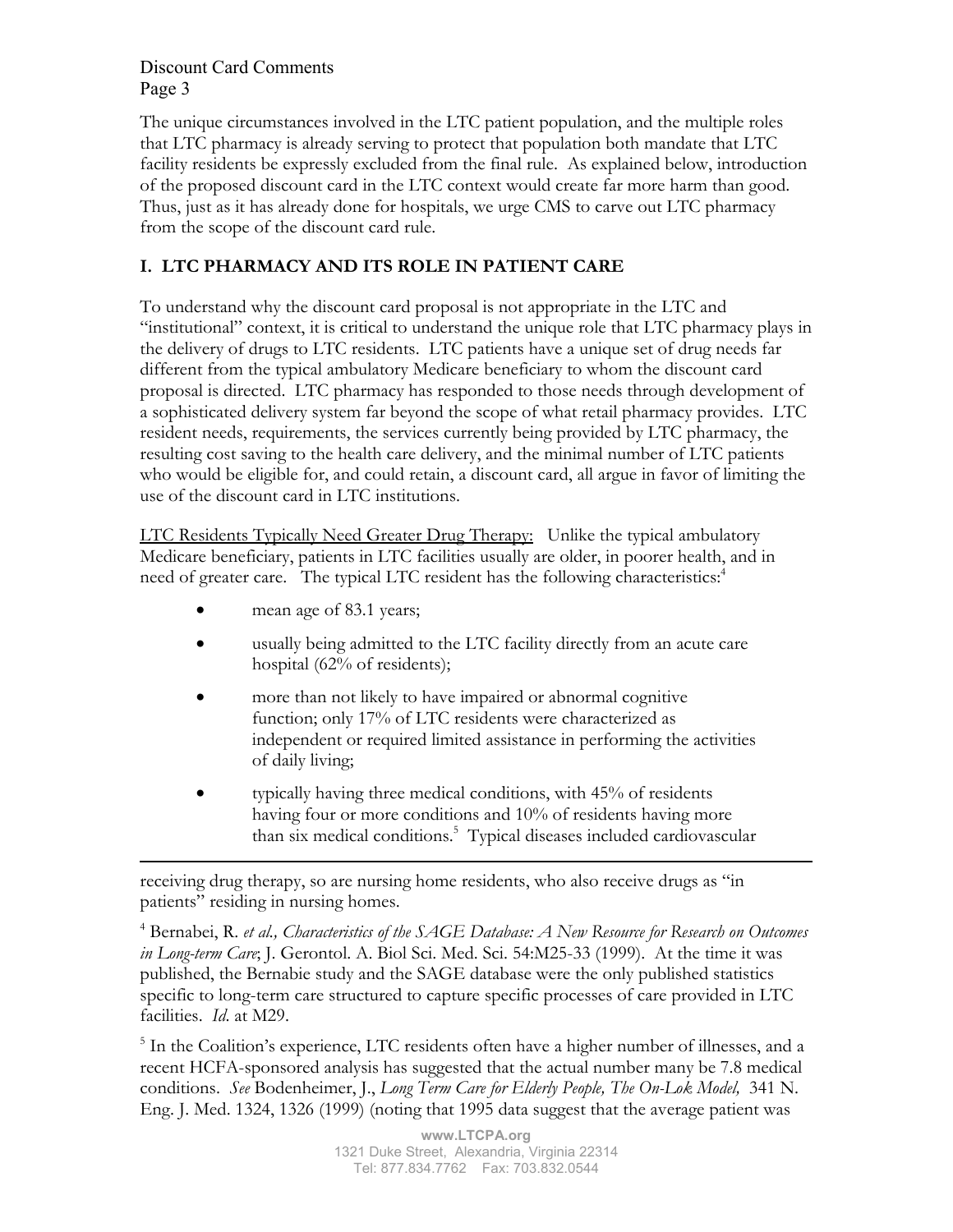The unique circumstances involved in the LTC patient population, and the multiple roles that LTC pharmacy is already serving to protect that population both mandate that LTC facility residents be expressly excluded from the final rule. As explained below, introduction of the proposed discount card in the LTC context would create far more harm than good. Thus, just as it has already done for hospitals, we urge CMS to carve out LTC pharmacy from the scope of the discount card rule.

## I. LTC PHARMACY AND ITS ROLE IN PATIENT CARE

To understand why the discount card proposal is not appropriate in the LTC and "institutional" context, it is critical to understand the unique role that LTC pharmacy plays in the delivery of drugs to LTC residents. LTC patients have a unique set of drug needs far different from the typical ambulatory Medicare beneficiary to whom the discount card proposal is directed. LTC pharmacy has responded to those needs through development of a sophisticated delivery system far beyond the scope of what retail pharmacy provides. LTC resident needs, requirements, the services currently being provided by LTC pharmacy, the resulting cost saving to the health care delivery, and the minimal number of LTC patients who would be eligible for, and could retain, a discount card, all argue in favor of limiting the use of the discount card in LTC institutions.

<u>LTC Residents Typically Need Greater Drug Therapy:</u> Unlike the typical ambulatory Medicare beneficiary, patients in LTC facilities usually are older, in poorer health, and in need of greater care. The typical LTC resident has the following characteristics:[4]

- mean age of 83.1 years;
- usually being admitted to the LTC facility directly from an acute care hospital (62% of residents);
- more than not likely to have impaired or abnormal cognitive function; only 17% of LTC residents were characterized as independent or required limited assistance in performing the activities of daily living;
- typically having three medical conditions, with 45% of residents having four or more conditions and 10% of residents having more than six medical conditions.[5] Typical diseases included cardiovascular

---

receiving drug therapy, so are nursing home residents, who also receive drugs as "in patients" residing in nursing homes.

[4] Bernabei, R. *et al., Characteristics of the SAGE Database: A New Resource for Research on Outcomes in Long-term Care*; J. Gerontol. A. Biol Sci. Med. Sci. 54:M25-33 (1999). At the time it was published, the Bernabie study and the SAGE database were the only published statistics specific to long-term care structured to capture specific processes of care provided in LTC facilities. *Id*. at M29.

[5] In the Coalition's experience, LTC residents often have a higher number of illnesses, and a recent HCFA-sponsored analysis has suggested that the actual number many be 7.8 medical conditions. *See* Bodenheimer, J., *Long Term Care for Elderly People, The On-Lok Model,* 341 N. Eng. J. Med. 1324, 1326 (1999) (noting that 1995 data suggest that the average patient was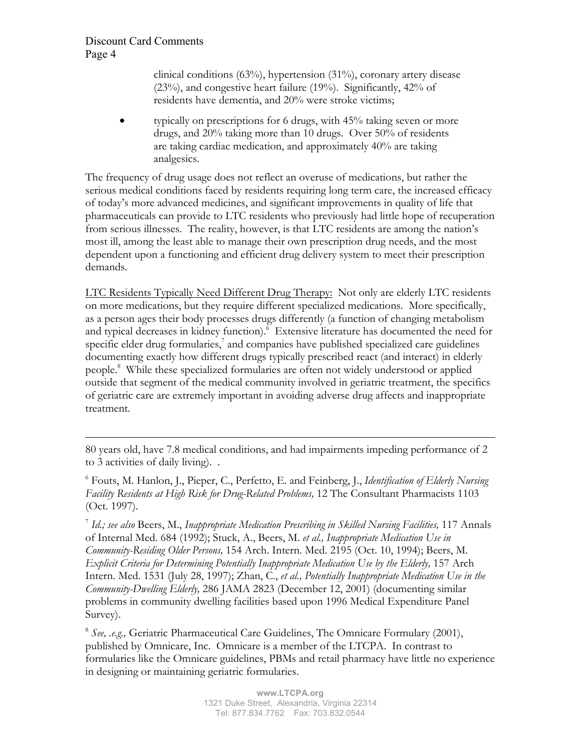clinical conditions (63%), hypertension (31%), coronary artery disease (23%), and congestive heart failure (19%). Significantly, 42% of residents have dementia, and 20% were stroke victims;

- typically on prescriptions for 6 drugs, with 45% taking seven or more drugs, and 20% taking more than 10 drugs. Over 50% of residents are taking cardiac medication, and approximately 40% are taking analgesics.

The frequency of drug usage does not reflect an overuse of medications, but rather the serious medical conditions faced by residents requiring long term care, the increased efficacy of today's more advanced medicines, and significant improvements in quality of life that pharmaceuticals can provide to LTC residents who previously had little hope of recuperation from serious illnesses. The reality, however, is that LTC residents are among the nation's most ill, among the least able to manage their own prescription drug needs, and the most dependent upon a functioning and efficient drug delivery system to meet their prescription demands.

<u>LTC Residents Typically Need Different Drug Therapy:</u> Not only are elderly LTC residents on more medications, but they require different specialized medications. More specifically, as a person ages their body processes drugs differently (a function of changing metabolism and typical decreases in kidney function).[6] Extensive literature has documented the need for specific elder drug formularies,[7] and companies have published specialized care guidelines documenting exactly how different drugs typically prescribed react (and interact) in elderly people.[8] While these specialized formularies are often not widely understood or applied outside that segment of the medical community involved in geriatric treatment, the specifics of geriatric care are extremely important in avoiding adverse drug affects and inappropriate treatment.

---

80 years old, have 7.8 medical conditions, and had impairments impeding performance of 2 to 3 activities of daily living). .

[6] Fouts, M. Hanlon, J., Pieper, C., Perfetto, E. and Feinberg, J., *Identification of Elderly Nursing Facility Residents at High Risk for Drug-Related Problems,* 12 The Consultant Pharmacists 1103 (Oct. 1997).

[7] *Id.; see also* Beers, M., *Inappropriate Medication Prescribing in Skilled Nursing Facilities,* 117 Annals of Internal Med. 684 (1992); Stuck, A., Beers, M. *et al., Inappropriate Medication Use in Community-Residing Older Persons,* 154 Arch. Intern. Med. 2195 (Oct. 10, 1994); Beers, M. *Explicit Criteria for Determining Potentially Inappropriate Medication Use by the Elderly,* 157 Arch Intern. Med. 1531 (July 28, 1997); Zhan, C., *et al., Potentially Inappropriate Medication Use in the Community-Dwelling Elderly,* 286 JAMA 2823 (December 12, 2001) (documenting similar problems in community dwelling facilities based upon 1996 Medical Expenditure Panel Survey).

[8] *See, .e.g.,* Geriatric Pharmaceutical Care Guidelines, The Omnicare Formulary (2001), published by Omnicare, Inc. Omnicare is a member of the LTCPA. In contrast to formularies like the Omnicare guidelines, PBMs and retail pharmacy have little no experience in designing or maintaining geriatric formularies.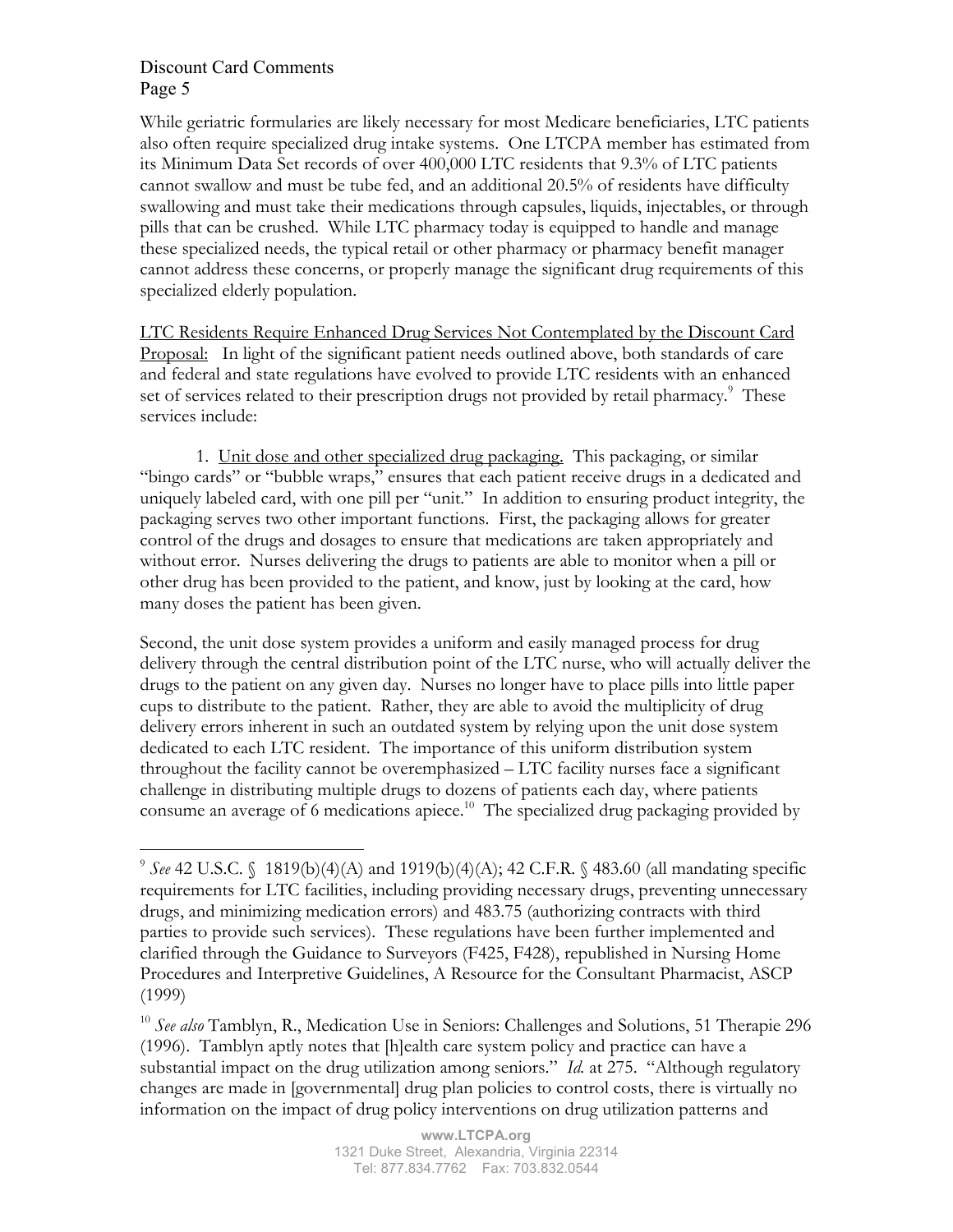While geriatric formularies are likely necessary for most Medicare beneficiaries, LTC patients also often require specialized drug intake systems. One LTCPA member has estimated from its Minimum Data Set records of over 400,000 LTC residents that 9.3% of LTC patients cannot swallow and must be tube fed, and an additional 20.5% of residents have difficulty swallowing and must take their medications through capsules, liquids, injectables, or through pills that can be crushed. While LTC pharmacy today is equipped to handle and manage these specialized needs, the typical retail or other pharmacy or pharmacy benefit manager cannot address these concerns, or properly manage the significant drug requirements of this specialized elderly population.

<u>LTC Residents Require Enhanced Drug Services Not Contemplated by the Discount Card Proposal:</u> In light of the significant patient needs outlined above, both standards of care and federal and state regulations have evolved to provide LTC residents with an enhanced set of services related to their prescription drugs not provided by retail pharmacy.[9] These services include:

1. <u>Unit dose and other specialized drug packaging.</u> This packaging, or similar "bingo cards" or "bubble wraps," ensures that each patient receive drugs in a dedicated and uniquely labeled card, with one pill per "unit." In addition to ensuring product integrity, the packaging serves two other important functions. First, the packaging allows for greater control of the drugs and dosages to ensure that medications are taken appropriately and without error. Nurses delivering the drugs to patients are able to monitor when a pill or other drug has been provided to the patient, and know, just by looking at the card, how many doses the patient has been given.

Second, the unit dose system provides a uniform and easily managed process for drug delivery through the central distribution point of the LTC nurse, who will actually deliver the drugs to the patient on any given day. Nurses no longer have to place pills into little paper cups to distribute to the patient. Rather, they are able to avoid the multiplicity of drug delivery errors inherent in such an outdated system by relying upon the unit dose system dedicated to each LTC resident. The importance of this uniform distribution system throughout the facility cannot be overemphasized – LTC facility nurses face a significant challenge in distributing multiple drugs to dozens of patients each day, where patients consume an average of 6 medications apiece.[10] The specialized drug packaging provided by

---

[9] *See* 42 U.S.C. § 1819(b)(4)(A) and 1919(b)(4)(A); 42 C.F.R. § 483.60 (all mandating specific requirements for LTC facilities, including providing necessary drugs, preventing unnecessary drugs, and minimizing medication errors) and 483.75 (authorizing contracts with third parties to provide such services). These regulations have been further implemented and clarified through the Guidance to Surveyors (F425, F428), republished in Nursing Home Procedures and Interpretive Guidelines, A Resource for the Consultant Pharmacist, ASCP (1999)

[10] *See also* Tamblyn, R., Medication Use in Seniors: Challenges and Solutions, 51 Therapie 296 (1996). Tamblyn aptly notes that [h]ealth care system policy and practice can have a substantial impact on the drug utilization among seniors." *Id.* at 275. "Although regulatory changes are made in [governmental] drug plan policies to control costs, there is virtually no information on the impact of drug policy interventions on drug utilization patterns and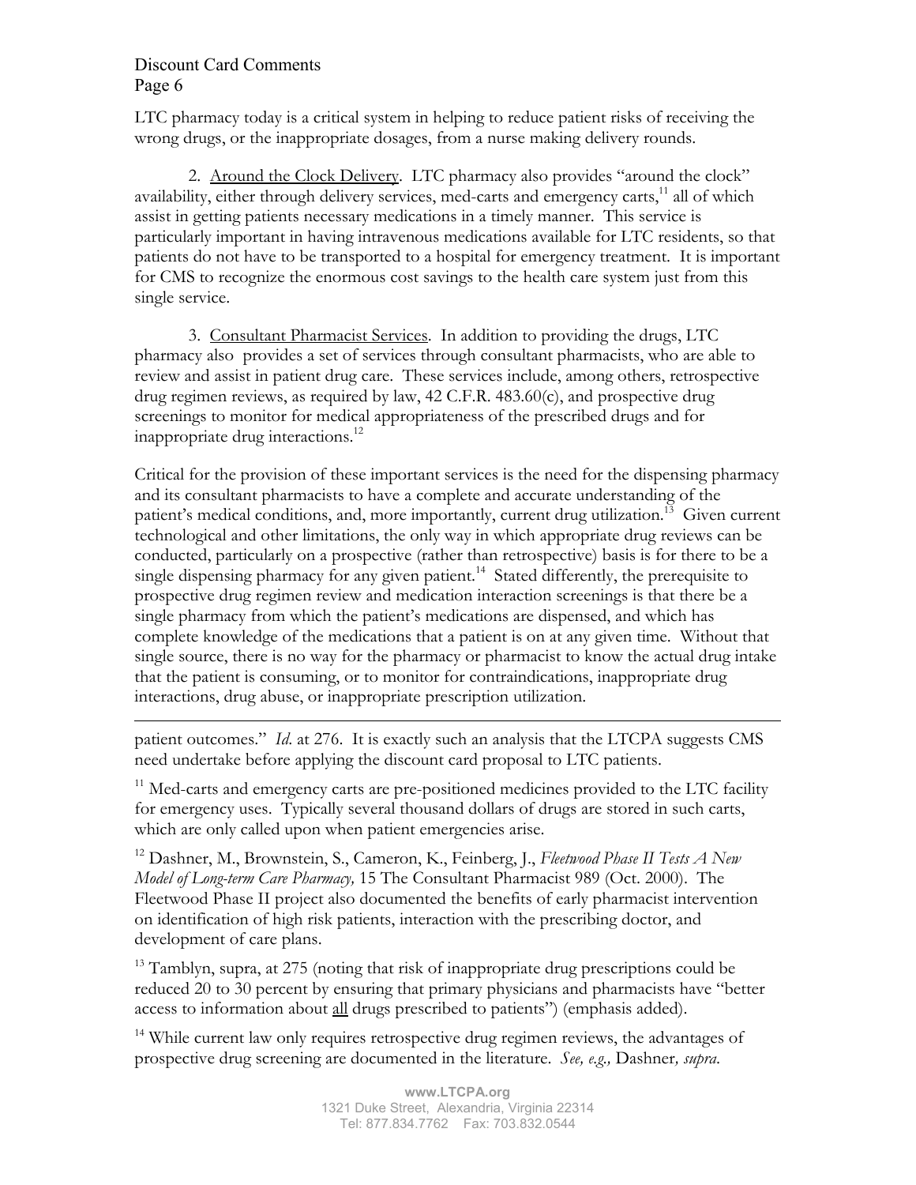LTC pharmacy today is a critical system in helping to reduce patient risks of receiving the wrong drugs, or the inappropriate dosages, from a nurse making delivery rounds.

2. Around the Clock Delivery. LTC pharmacy also provides "around the clock" availability, either through delivery services, med-carts and emergency carts,[11] all of which assist in getting patients necessary medications in a timely manner. This service is particularly important in having intravenous medications available for LTC residents, so that patients do not have to be transported to a hospital for emergency treatment. It is important for CMS to recognize the enormous cost savings to the health care system just from this single service.

3. Consultant Pharmacist Services. In addition to providing the drugs, LTC pharmacy also provides a set of services through consultant pharmacists, who are able to review and assist in patient drug care. These services include, among others, retrospective drug regimen reviews, as required by law, 42 C.F.R. 483.60(c), and prospective drug screenings to monitor for medical appropriateness of the prescribed drugs and for inappropriate drug interactions.[12]

Critical for the provision of these important services is the need for the dispensing pharmacy and its consultant pharmacists to have a complete and accurate understanding of the patient's medical conditions, and, more importantly, current drug utilization.[13] Given current technological and other limitations, the only way in which appropriate drug reviews can be conducted, particularly on a prospective (rather than retrospective) basis is for there to be a single dispensing pharmacy for any given patient.[14] Stated differently, the prerequisite to prospective drug regimen review and medication interaction screenings is that there be a single pharmacy from which the patient's medications are dispensed, and which has complete knowledge of the medications that a patient is on at any given time. Without that single source, there is no way for the pharmacy or pharmacist to know the actual drug intake that the patient is consuming, or to monitor for contraindications, inappropriate drug interactions, drug abuse, or inappropriate prescription utilization.

---

patient outcomes." *Id.* at 276. It is exactly such an analysis that the LTCPA suggests CMS need undertake before applying the discount card proposal to LTC patients.

[11] Med-carts and emergency carts are pre-positioned medicines provided to the LTC facility for emergency uses. Typically several thousand dollars of drugs are stored in such carts, which are only called upon when patient emergencies arise.

[12] Dashner, M., Brownstein, S., Cameron, K., Feinberg, J., *Fleetwood Phase II Tests A New Model of Long-term Care Pharmacy,* 15 The Consultant Pharmacist 989 (Oct. 2000). The Fleetwood Phase II project also documented the benefits of early pharmacist intervention on identification of high risk patients, interaction with the prescribing doctor, and development of care plans.

[13] Tamblyn, supra, at 275 (noting that risk of inappropriate drug prescriptions could be reduced 20 to 30 percent by ensuring that primary physicians and pharmacists have "better access to information about all drugs prescribed to patients") (emphasis added).

[14] While current law only requires retrospective drug regimen reviews, the advantages of prospective drug screening are documented in the literature. *See, e.g.,* Dashner*, supra.*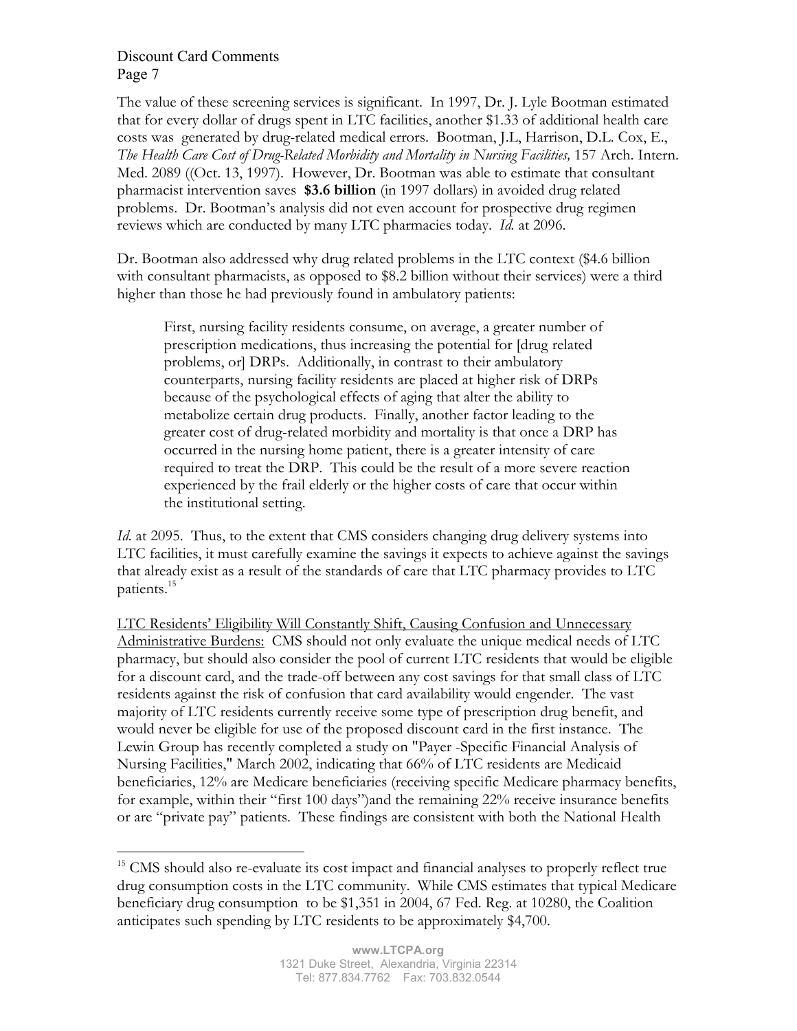The value of these screening services is significant. In 1997, Dr. J. Lyle Bootman estimated that for every dollar of drugs spent in LTC facilities, another $1.33 of additional health care costs was generated by drug-related medical errors. Bootman, J.L, Harrison, D.L. Cox, E., *The Health Care Cost of Drug-Related Morbidity and Mortality in Nursing Facilities,* 157 Arch. Intern. Med. 2089 ((Oct. 13, 1997). However, Dr. Bootman was able to estimate that consultant pharmacist intervention saves **$3.6 billion** (in 1997 dollars) in avoided drug related problems. Dr. Bootman's analysis did not even account for prospective drug regimen reviews which are conducted by many LTC pharmacies today. *Id.* at 2096.

Dr. Bootman also addressed why drug related problems in the LTC context ($4.6 billion with consultant pharmacists, as opposed to $8.2 billion without their services) were a third higher than those he had previously found in ambulatory patients:

> First, nursing facility residents consume, on average, a greater number of prescription medications, thus increasing the potential for [drug related problems, or] DRPs. Additionally, in contrast to their ambulatory counterparts, nursing facility residents are placed at higher risk of DRPs because of the psychological effects of aging that alter the ability to metabolize certain drug products. Finally, another factor leading to the greater cost of drug-related morbidity and mortality is that once a DRP has occurred in the nursing home patient, there is a greater intensity of care required to treat the DRP. This could be the result of a more severe reaction experienced by the frail elderly or the higher costs of care that occur within the institutional setting.

*Id.* at 2095. Thus, to the extent that CMS considers changing drug delivery systems into LTC facilities, it must carefully examine the savings it expects to achieve against the savings that already exist as a result of the standards of care that LTC pharmacy provides to LTC patients.[15]

<u>LTC Residents' Eligibility Will Constantly Shift, Causing Confusion and Unnecessary Administrative Burdens:</u> CMS should not only evaluate the unique medical needs of LTC pharmacy, but should also consider the pool of current LTC residents that would be eligible for a discount card, and the trade-off between any cost savings for that small class of LTC residents against the risk of confusion that card availability would engender. The vast majority of LTC residents currently receive some type of prescription drug benefit, and would never be eligible for use of the proposed discount card in the first instance. The Lewin Group has recently completed a study on "Payer -Specific Financial Analysis of Nursing Facilities," March 2002, indicating that 66% of LTC residents are Medicaid beneficiaries, 12% are Medicare beneficiaries (receiving specific Medicare pharmacy benefits, for example, within their "first 100 days")and the remaining 22% receive insurance benefits or are "private pay" patients. These findings are consistent with both the National Health

---

[15] CMS should also re-evaluate its cost impact and financial analyses to properly reflect true drug consumption costs in the LTC community. While CMS estimates that typical Medicare beneficiary drug consumption to be $1,351 in 2004, 67 Fed. Reg. at 10280, the Coalition anticipates such spending by LTC residents to be approximately $4,700.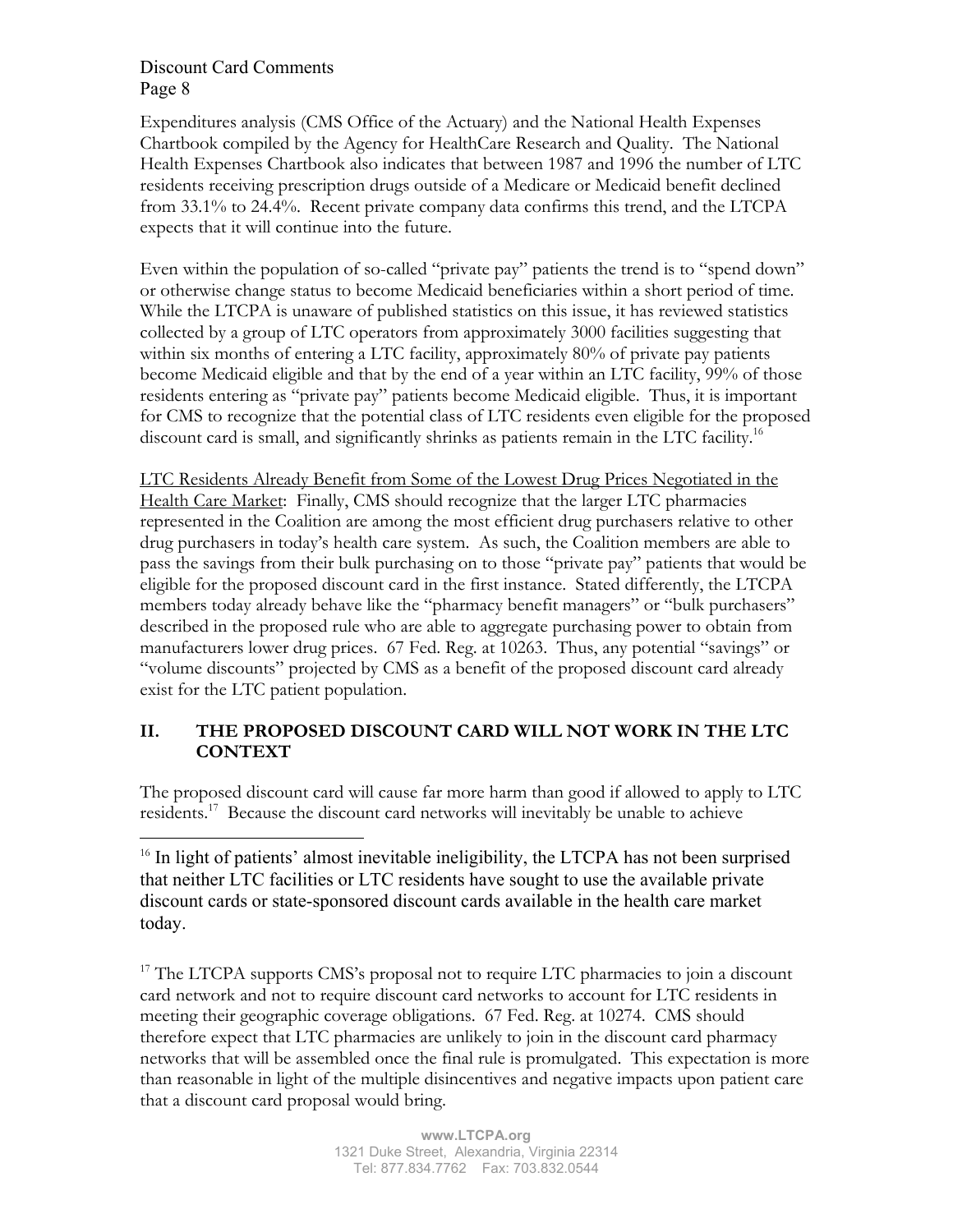Expenditures analysis (CMS Office of the Actuary) and the National Health Expenses Chartbook compiled by the Agency for HealthCare Research and Quality. The National Health Expenses Chartbook also indicates that between 1987 and 1996 the number of LTC residents receiving prescription drugs outside of a Medicare or Medicaid benefit declined from 33.1% to 24.4%. Recent private company data confirms this trend, and the LTCPA expects that it will continue into the future.

Even within the population of so-called "private pay" patients the trend is to "spend down" or otherwise change status to become Medicaid beneficiaries within a short period of time. While the LTCPA is unaware of published statistics on this issue, it has reviewed statistics collected by a group of LTC operators from approximately 3000 facilities suggesting that within six months of entering a LTC facility, approximately 80% of private pay patients become Medicaid eligible and that by the end of a year within an LTC facility, 99% of those residents entering as "private pay" patients become Medicaid eligible. Thus, it is important for CMS to recognize that the potential class of LTC residents even eligible for the proposed discount card is small, and significantly shrinks as patients remain in the LTC facility.[16]

LTC Residents Already Benefit from Some of the Lowest Drug Prices Negotiated in the Health Care Market: Finally, CMS should recognize that the larger LTC pharmacies represented in the Coalition are among the most efficient drug purchasers relative to other drug purchasers in today's health care system. As such, the Coalition members are able to pass the savings from their bulk purchasing on to those "private pay" patients that would be eligible for the proposed discount card in the first instance. Stated differently, the LTCPA members today already behave like the "pharmacy benefit managers" or "bulk purchasers" described in the proposed rule who are able to aggregate purchasing power to obtain from manufacturers lower drug prices. 67 Fed. Reg. at 10263. Thus, any potential "savings" or "volume discounts" projected by CMS as a benefit of the proposed discount card already exist for the LTC patient population.

## II. THE PROPOSED DISCOUNT CARD WILL NOT WORK IN THE LTC CONTEXT

The proposed discount card will cause far more harm than good if allowed to apply to LTC residents.[17] Because the discount card networks will inevitably be unable to achieve

---

[16] In light of patients' almost inevitable ineligibility, the LTCPA has not been surprised that neither LTC facilities or LTC residents have sought to use the available private discount cards or state-sponsored discount cards available in the health care market today.

[17] The LTCPA supports CMS's proposal not to require LTC pharmacies to join a discount card network and not to require discount card networks to account for LTC residents in meeting their geographic coverage obligations. 67 Fed. Reg. at 10274. CMS should therefore expect that LTC pharmacies are unlikely to join in the discount card pharmacy networks that will be assembled once the final rule is promulgated. This expectation is more than reasonable in light of the multiple disincentives and negative impacts upon patient care that a discount card proposal would bring.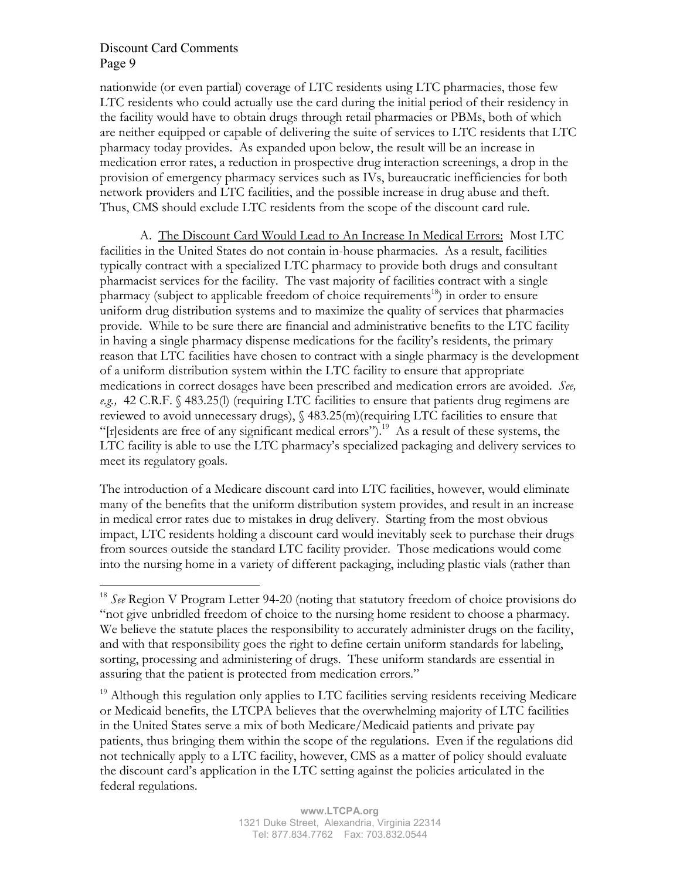nationwide (or even partial) coverage of LTC residents using LTC pharmacies, those few LTC residents who could actually use the card during the initial period of their residency in the facility would have to obtain drugs through retail pharmacies or PBMs, both of which are neither equipped or capable of delivering the suite of services to LTC residents that LTC pharmacy today provides. As expanded upon below, the result will be an increase in medication error rates, a reduction in prospective drug interaction screenings, a drop in the provision of emergency pharmacy services such as IVs, bureaucratic inefficiencies for both network providers and LTC facilities, and the possible increase in drug abuse and theft. Thus, CMS should exclude LTC residents from the scope of the discount card rule.

A. <u>The Discount Card Would Lead to An Increase In Medical Errors:</u> Most LTC facilities in the United States do not contain in-house pharmacies. As a result, facilities typically contract with a specialized LTC pharmacy to provide both drugs and consultant pharmacist services for the facility. The vast majority of facilities contract with a single pharmacy (subject to applicable freedom of choice requirements[18]) in order to ensure uniform drug distribution systems and to maximize the quality of services that pharmacies provide. While to be sure there are financial and administrative benefits to the LTC facility in having a single pharmacy dispense medications for the facility's residents, the primary reason that LTC facilities have chosen to contract with a single pharmacy is the development of a uniform distribution system within the LTC facility to ensure that appropriate medications in correct dosages have been prescribed and medication errors are avoided. *See, e.g.,* 42 C.R.F. § 483.25(l) (requiring LTC facilities to ensure that patients drug regimens are reviewed to avoid unnecessary drugs), § 483.25(m)(requiring LTC facilities to ensure that "[r]esidents are free of any significant medical errors").[19] As a result of these systems, the LTC facility is able to use the LTC pharmacy's specialized packaging and delivery services to meet its regulatory goals.

The introduction of a Medicare discount card into LTC facilities, however, would eliminate many of the benefits that the uniform distribution system provides, and result in an increase in medical error rates due to mistakes in drug delivery. Starting from the most obvious impact, LTC residents holding a discount card would inevitably seek to purchase their drugs from sources outside the standard LTC facility provider. Those medications would come into the nursing home in a variety of different packaging, including plastic vials (rather than

---

[18] *See* Region V Program Letter 94-20 (noting that statutory freedom of choice provisions do "not give unbridled freedom of choice to the nursing home resident to choose a pharmacy. We believe the statute places the responsibility to accurately administer drugs on the facility, and with that responsibility goes the right to define certain uniform standards for labeling, sorting, processing and administering of drugs. These uniform standards are essential in assuring that the patient is protected from medication errors."

[19] Although this regulation only applies to LTC facilities serving residents receiving Medicare or Medicaid benefits, the LTCPA believes that the overwhelming majority of LTC facilities in the United States serve a mix of both Medicare/Medicaid patients and private pay patients, thus bringing them within the scope of the regulations. Even if the regulations did not technically apply to a LTC facility, however, CMS as a matter of policy should evaluate the discount card's application in the LTC setting against the policies articulated in the federal regulations.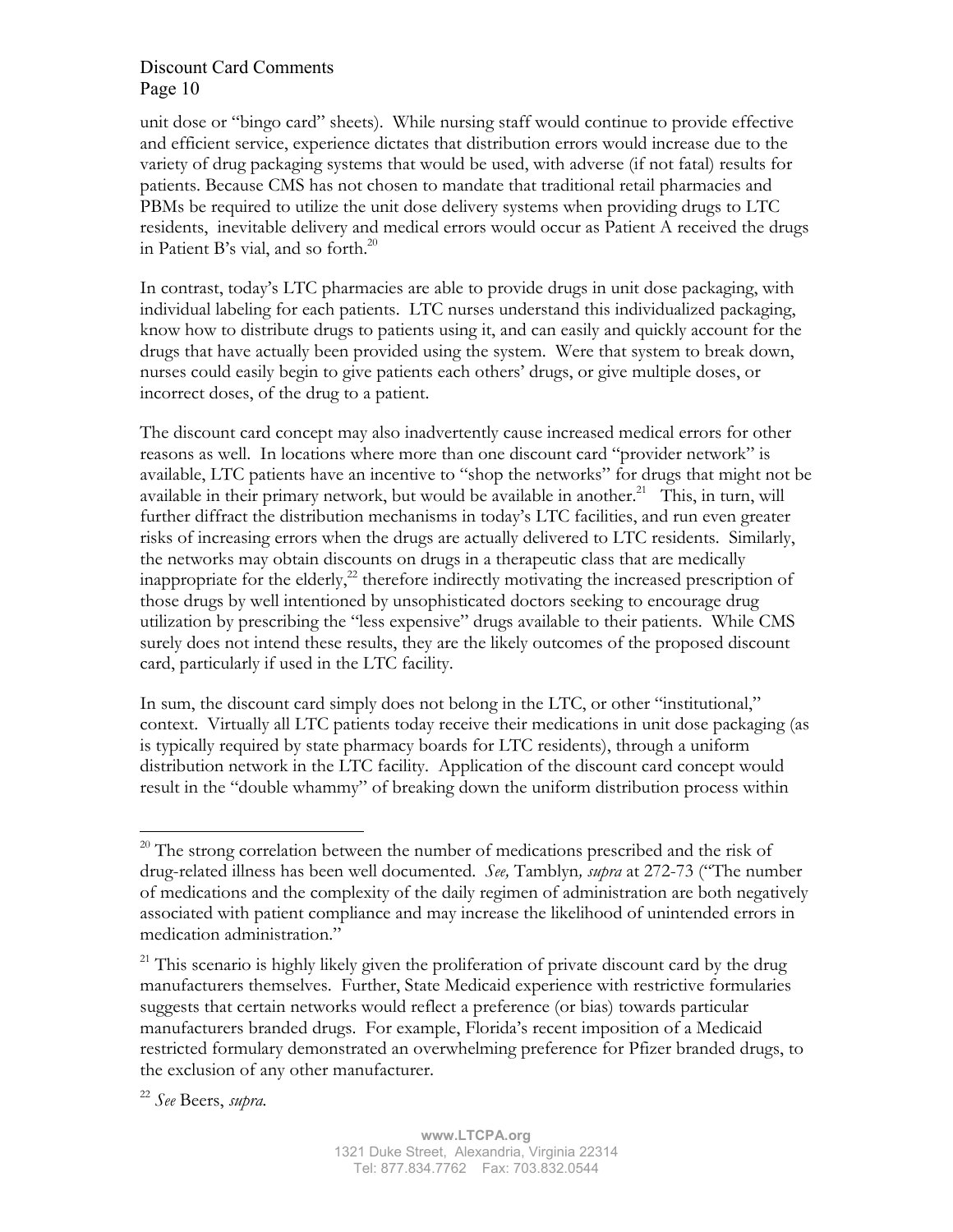unit dose or "bingo card" sheets). While nursing staff would continue to provide effective and efficient service, experience dictates that distribution errors would increase due to the variety of drug packaging systems that would be used, with adverse (if not fatal) results for patients. Because CMS has not chosen to mandate that traditional retail pharmacies and PBMs be required to utilize the unit dose delivery systems when providing drugs to LTC residents, inevitable delivery and medical errors would occur as Patient A received the drugs in Patient B's vial, and so forth.[20]

In contrast, today's LTC pharmacies are able to provide drugs in unit dose packaging, with individual labeling for each patients. LTC nurses understand this individualized packaging, know how to distribute drugs to patients using it, and can easily and quickly account for the drugs that have actually been provided using the system. Were that system to break down, nurses could easily begin to give patients each others' drugs, or give multiple doses, or incorrect doses, of the drug to a patient.

The discount card concept may also inadvertently cause increased medical errors for other reasons as well. In locations where more than one discount card "provider network" is available, LTC patients have an incentive to "shop the networks" for drugs that might not be available in their primary network, but would be available in another.[21] This, in turn, will further diffract the distribution mechanisms in today's LTC facilities, and run even greater risks of increasing errors when the drugs are actually delivered to LTC residents. Similarly, the networks may obtain discounts on drugs in a therapeutic class that are medically inappropriate for the elderly,[22] therefore indirectly motivating the increased prescription of those drugs by well intentioned by unsophisticated doctors seeking to encourage drug utilization by prescribing the "less expensive" drugs available to their patients. While CMS surely does not intend these results, they are the likely outcomes of the proposed discount card, particularly if used in the LTC facility.

In sum, the discount card simply does not belong in the LTC, or other "institutional," context. Virtually all LTC patients today receive their medications in unit dose packaging (as is typically required by state pharmacy boards for LTC residents), through a uniform distribution network in the LTC facility. Application of the discount card concept would result in the "double whammy" of breaking down the uniform distribution process within

---

[20] The strong correlation between the number of medications prescribed and the risk of drug-related illness has been well documented. *See,* Tamblyn*, supra* at 272-73 ("The number of medications and the complexity of the daily regimen of administration are both negatively associated with patient compliance and may increase the likelihood of unintended errors in medication administration."

[21] This scenario is highly likely given the proliferation of private discount card by the drug manufacturers themselves. Further, State Medicaid experience with restrictive formularies suggests that certain networks would reflect a preference (or bias) towards particular manufacturers branded drugs. For example, Florida's recent imposition of a Medicaid restricted formulary demonstrated an overwhelming preference for Pfizer branded drugs, to the exclusion of any other manufacturer.

[22] *See* Beers, *supra.*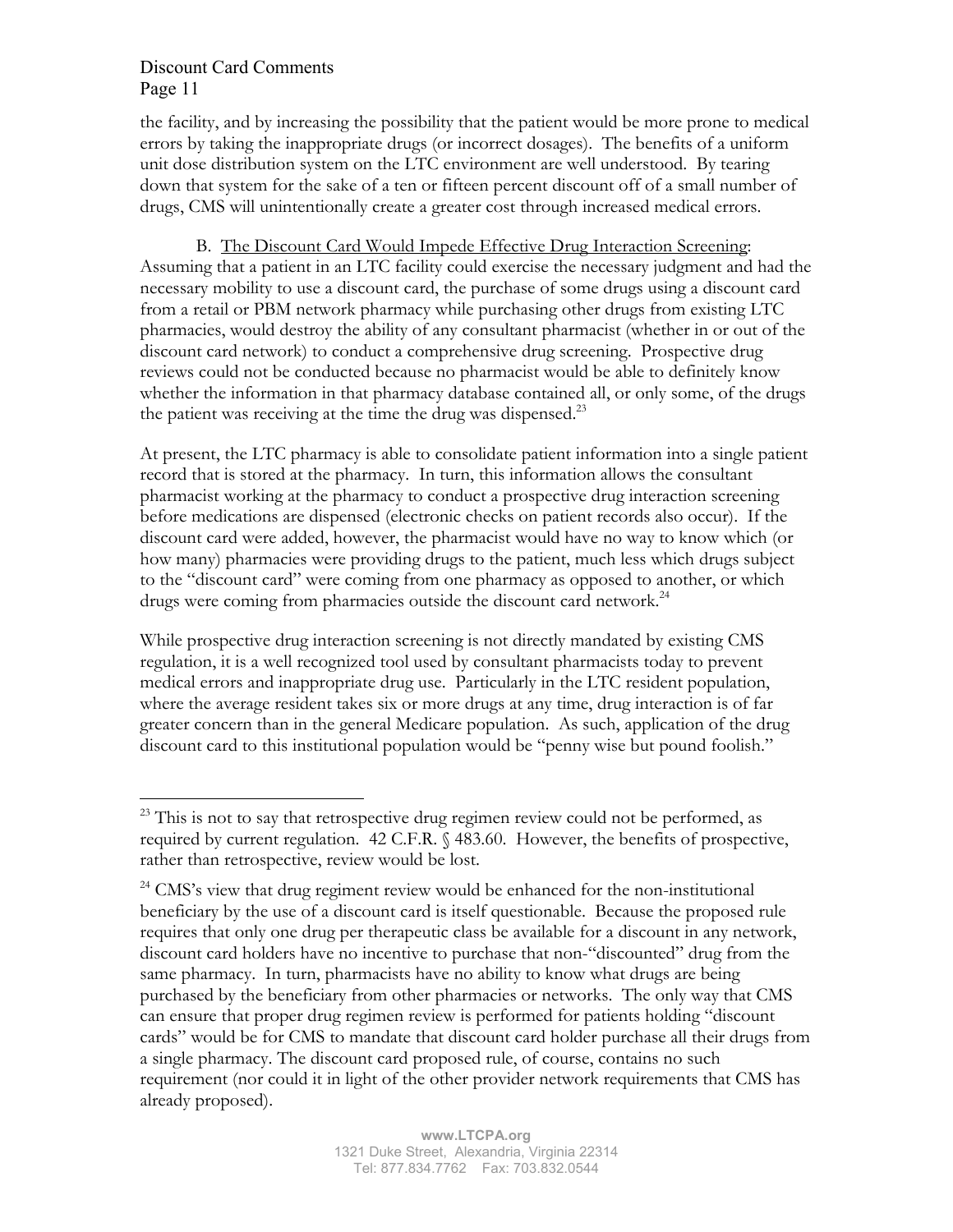the facility, and by increasing the possibility that the patient would be more prone to medical errors by taking the inappropriate drugs (or incorrect dosages). The benefits of a uniform unit dose distribution system on the LTC environment are well understood. By tearing down that system for the sake of a ten or fifteen percent discount off of a small number of drugs, CMS will unintentionally create a greater cost through increased medical errors.

B. The Discount Card Would Impede Effective Drug Interaction Screening: Assuming that a patient in an LTC facility could exercise the necessary judgment and had the necessary mobility to use a discount card, the purchase of some drugs using a discount card from a retail or PBM network pharmacy while purchasing other drugs from existing LTC pharmacies, would destroy the ability of any consultant pharmacist (whether in or out of the discount card network) to conduct a comprehensive drug screening. Prospective drug reviews could not be conducted because no pharmacist would be able to definitely know whether the information in that pharmacy database contained all, or only some, of the drugs the patient was receiving at the time the drug was dispensed.[23]

At present, the LTC pharmacy is able to consolidate patient information into a single patient record that is stored at the pharmacy. In turn, this information allows the consultant pharmacist working at the pharmacy to conduct a prospective drug interaction screening before medications are dispensed (electronic checks on patient records also occur). If the discount card were added, however, the pharmacist would have no way to know which (or how many) pharmacies were providing drugs to the patient, much less which drugs subject to the "discount card" were coming from one pharmacy as opposed to another, or which drugs were coming from pharmacies outside the discount card network.[24]

While prospective drug interaction screening is not directly mandated by existing CMS regulation, it is a well recognized tool used by consultant pharmacists today to prevent medical errors and inappropriate drug use. Particularly in the LTC resident population, where the average resident takes six or more drugs at any time, drug interaction is of far greater concern than in the general Medicare population. As such, application of the drug discount card to this institutional population would be "penny wise but pound foolish."

---

[23] This is not to say that retrospective drug regimen review could not be performed, as required by current regulation. 42 C.F.R. § 483.60. However, the benefits of prospective, rather than retrospective, review would be lost.

[24] CMS's view that drug regiment review would be enhanced for the non-institutional beneficiary by the use of a discount card is itself questionable. Because the proposed rule requires that only one drug per therapeutic class be available for a discount in any network, discount card holders have no incentive to purchase that non-"discounted" drug from the same pharmacy. In turn, pharmacists have no ability to know what drugs are being purchased by the beneficiary from other pharmacies or networks. The only way that CMS can ensure that proper drug regimen review is performed for patients holding "discount cards" would be for CMS to mandate that discount card holder purchase all their drugs from a single pharmacy. The discount card proposed rule, of course, contains no such requirement (nor could it in light of the other provider network requirements that CMS has already proposed).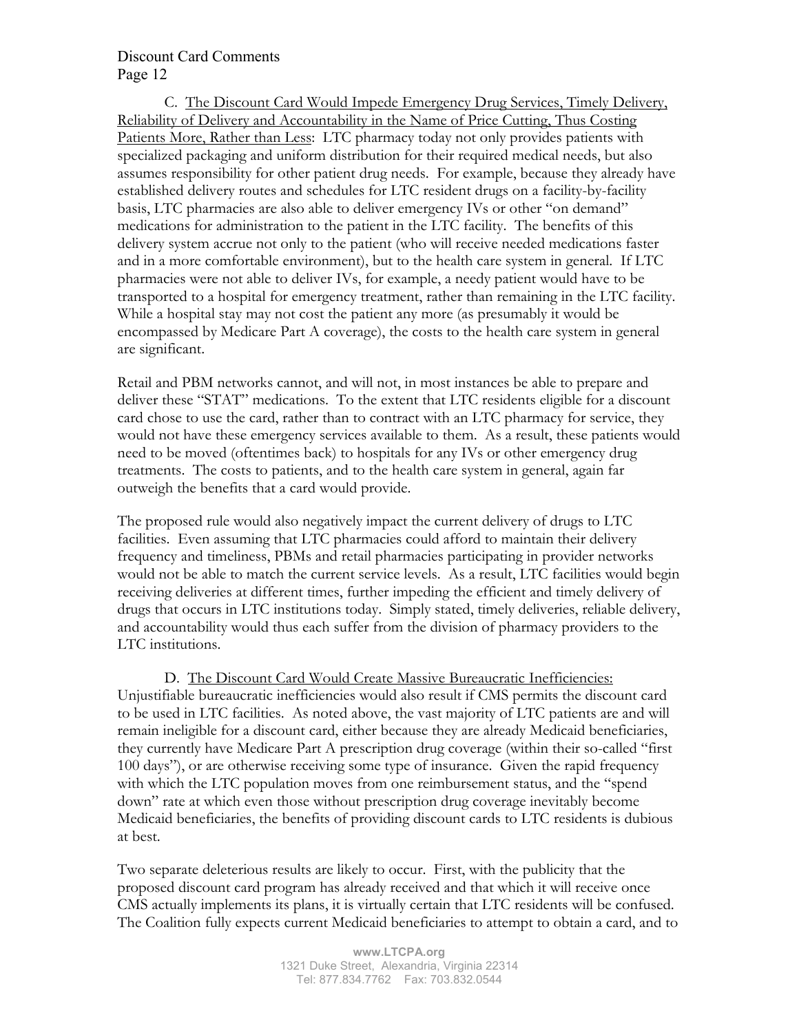C. <u>The Discount Card Would Impede Emergency Drug Services, Timely Delivery, Reliability of Delivery and Accountability in the Name of Price Cutting, Thus Costing Patients More, Rather than Less</u>: LTC pharmacy today not only provides patients with specialized packaging and uniform distribution for their required medical needs, but also assumes responsibility for other patient drug needs. For example, because they already have established delivery routes and schedules for LTC resident drugs on a facility-by-facility basis, LTC pharmacies are also able to deliver emergency IVs or other "on demand" medications for administration to the patient in the LTC facility. The benefits of this delivery system accrue not only to the patient (who will receive needed medications faster and in a more comfortable environment), but to the health care system in general. If LTC pharmacies were not able to deliver IVs, for example, a needy patient would have to be transported to a hospital for emergency treatment, rather than remaining in the LTC facility. While a hospital stay may not cost the patient any more (as presumably it would be encompassed by Medicare Part A coverage), the costs to the health care system in general are significant.

Retail and PBM networks cannot, and will not, in most instances be able to prepare and deliver these "STAT" medications. To the extent that LTC residents eligible for a discount card chose to use the card, rather than to contract with an LTC pharmacy for service, they would not have these emergency services available to them. As a result, these patients would need to be moved (oftentimes back) to hospitals for any IVs or other emergency drug treatments. The costs to patients, and to the health care system in general, again far outweigh the benefits that a card would provide.

The proposed rule would also negatively impact the current delivery of drugs to LTC facilities. Even assuming that LTC pharmacies could afford to maintain their delivery frequency and timeliness, PBMs and retail pharmacies participating in provider networks would not be able to match the current service levels. As a result, LTC facilities would begin receiving deliveries at different times, further impeding the efficient and timely delivery of drugs that occurs in LTC institutions today. Simply stated, timely deliveries, reliable delivery, and accountability would thus each suffer from the division of pharmacy providers to the LTC institutions.

D. <u>The Discount Card Would Create Massive Bureaucratic Inefficiencies:</u> Unjustifiable bureaucratic inefficiencies would also result if CMS permits the discount card to be used in LTC facilities. As noted above, the vast majority of LTC patients are and will remain ineligible for a discount card, either because they are already Medicaid beneficiaries, they currently have Medicare Part A prescription drug coverage (within their so-called "first 100 days"), or are otherwise receiving some type of insurance. Given the rapid frequency with which the LTC population moves from one reimbursement status, and the "spend down" rate at which even those without prescription drug coverage inevitably become Medicaid beneficiaries, the benefits of providing discount cards to LTC residents is dubious at best.

Two separate deleterious results are likely to occur. First, with the publicity that the proposed discount card program has already received and that which it will receive once CMS actually implements its plans, it is virtually certain that LTC residents will be confused. The Coalition fully expects current Medicaid beneficiaries to attempt to obtain a card, and to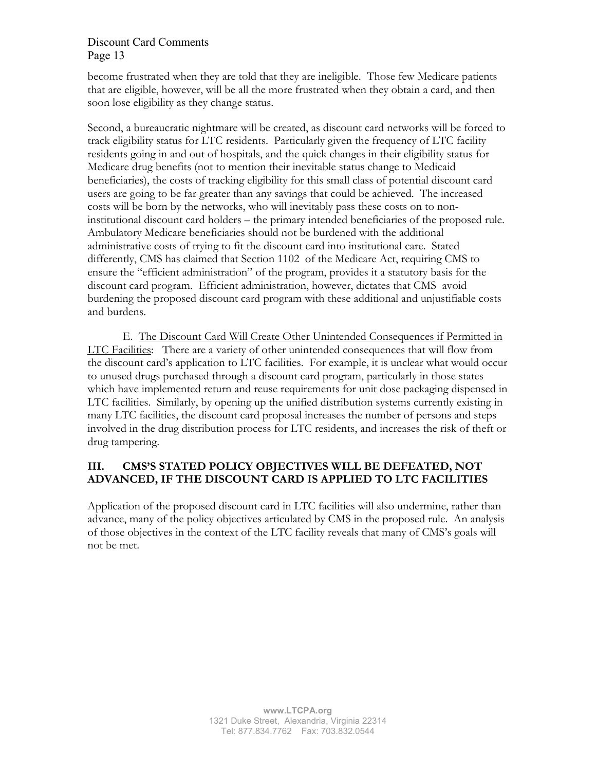become frustrated when they are told that they are ineligible. Those few Medicare patients that are eligible, however, will be all the more frustrated when they obtain a card, and then soon lose eligibility as they change status.

Second, a bureaucratic nightmare will be created, as discount card networks will be forced to track eligibility status for LTC residents. Particularly given the frequency of LTC facility residents going in and out of hospitals, and the quick changes in their eligibility status for Medicare drug benefits (not to mention their inevitable status change to Medicaid beneficiaries), the costs of tracking eligibility for this small class of potential discount card users are going to be far greater than any savings that could be achieved. The increased costs will be born by the networks, who will inevitably pass these costs on to non-institutional discount card holders – the primary intended beneficiaries of the proposed rule. Ambulatory Medicare beneficiaries should not be burdened with the additional administrative costs of trying to fit the discount card into institutional care. Stated differently, CMS has claimed that Section 1102 of the Medicare Act, requiring CMS to ensure the "efficient administration" of the program, provides it a statutory basis for the discount card program. Efficient administration, however, dictates that CMS avoid burdening the proposed discount card program with these additional and unjustifiable costs and burdens.

E. The Discount Card Will Create Other Unintended Consequences if Permitted in LTC Facilities: There are a variety of other unintended consequences that will flow from the discount card's application to LTC facilities. For example, it is unclear what would occur to unused drugs purchased through a discount card program, particularly in those states which have implemented return and reuse requirements for unit dose packaging dispensed in LTC facilities. Similarly, by opening up the unified distribution systems currently existing in many LTC facilities, the discount card proposal increases the number of persons and steps involved in the drug distribution process for LTC residents, and increases the risk of theft or drug tampering.

## III. CMS'S STATED POLICY OBJECTIVES WILL BE DEFEATED, NOT ADVANCED, IF THE DISCOUNT CARD IS APPLIED TO LTC FACILITIES

Application of the proposed discount card in LTC facilities will also undermine, rather than advance, many of the policy objectives articulated by CMS in the proposed rule. An analysis of those objectives in the context of the LTC facility reveals that many of CMS's goals will not be met.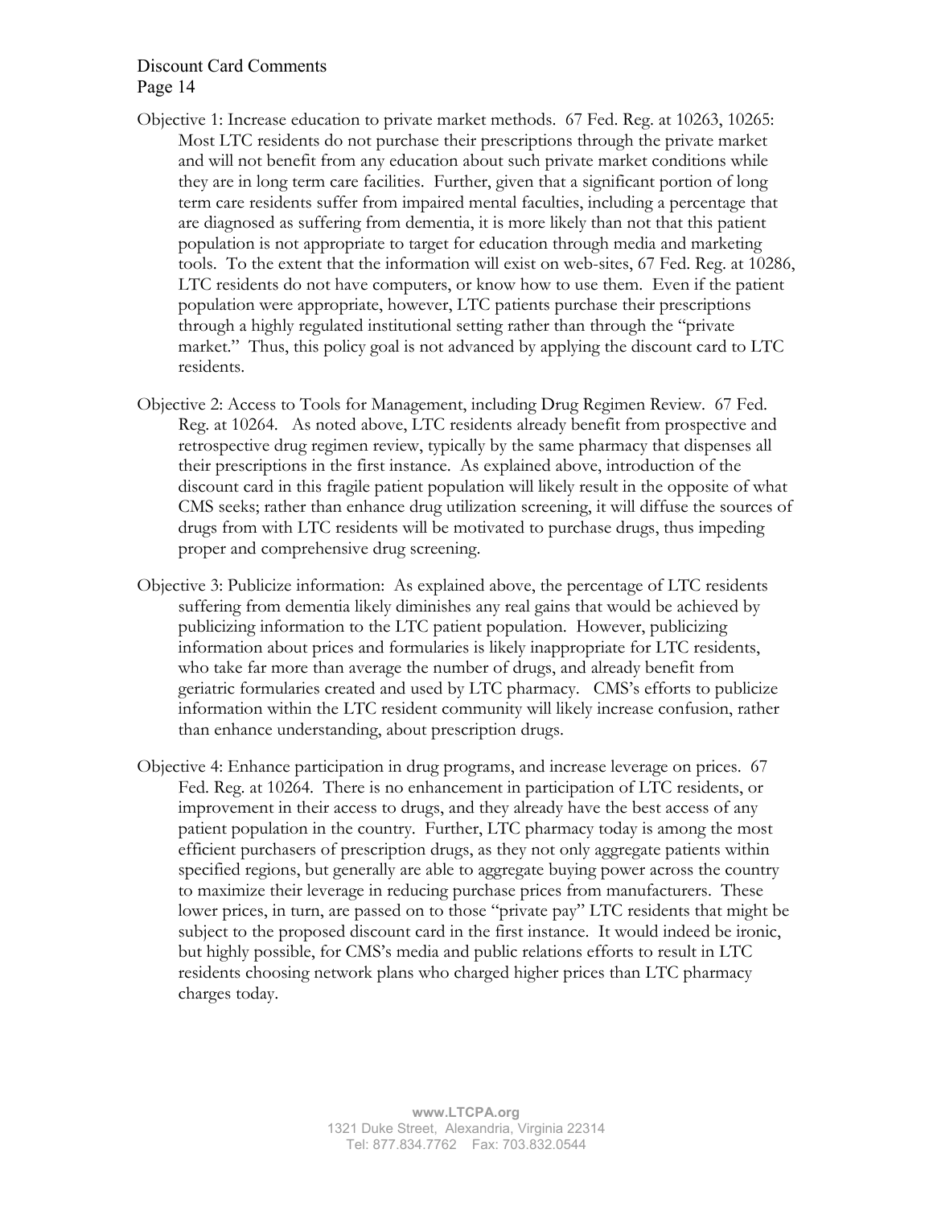Objective 1: Increase education to private market methods. 67 Fed. Reg. at 10263, 10265: Most LTC residents do not purchase their prescriptions through the private market and will not benefit from any education about such private market conditions while they are in long term care facilities. Further, given that a significant portion of long term care residents suffer from impaired mental faculties, including a percentage that are diagnosed as suffering from dementia, it is more likely than not that this patient population is not appropriate to target for education through media and marketing tools. To the extent that the information will exist on web-sites, 67 Fed. Reg. at 10286, LTC residents do not have computers, or know how to use them. Even if the patient population were appropriate, however, LTC patients purchase their prescriptions through a highly regulated institutional setting rather than through the "private market." Thus, this policy goal is not advanced by applying the discount card to LTC residents.

Objective 2: Access to Tools for Management, including Drug Regimen Review. 67 Fed. Reg. at 10264. As noted above, LTC residents already benefit from prospective and retrospective drug regimen review, typically by the same pharmacy that dispenses all their prescriptions in the first instance. As explained above, introduction of the discount card in this fragile patient population will likely result in the opposite of what CMS seeks; rather than enhance drug utilization screening, it will diffuse the sources of drugs from with LTC residents will be motivated to purchase drugs, thus impeding proper and comprehensive drug screening.

Objective 3: Publicize information: As explained above, the percentage of LTC residents suffering from dementia likely diminishes any real gains that would be achieved by publicizing information to the LTC patient population. However, publicizing information about prices and formularies is likely inappropriate for LTC residents, who take far more than average the number of drugs, and already benefit from geriatric formularies created and used by LTC pharmacy. CMS's efforts to publicize information within the LTC resident community will likely increase confusion, rather than enhance understanding, about prescription drugs.

Objective 4: Enhance participation in drug programs, and increase leverage on prices. 67 Fed. Reg. at 10264. There is no enhancement in participation of LTC residents, or improvement in their access to drugs, and they already have the best access of any patient population in the country. Further, LTC pharmacy today is among the most efficient purchasers of prescription drugs, as they not only aggregate patients within specified regions, but generally are able to aggregate buying power across the country to maximize their leverage in reducing purchase prices from manufacturers. These lower prices, in turn, are passed on to those "private pay" LTC residents that might be subject to the proposed discount card in the first instance. It would indeed be ironic, but highly possible, for CMS's media and public relations efforts to result in LTC residents choosing network plans who charged higher prices than LTC pharmacy charges today.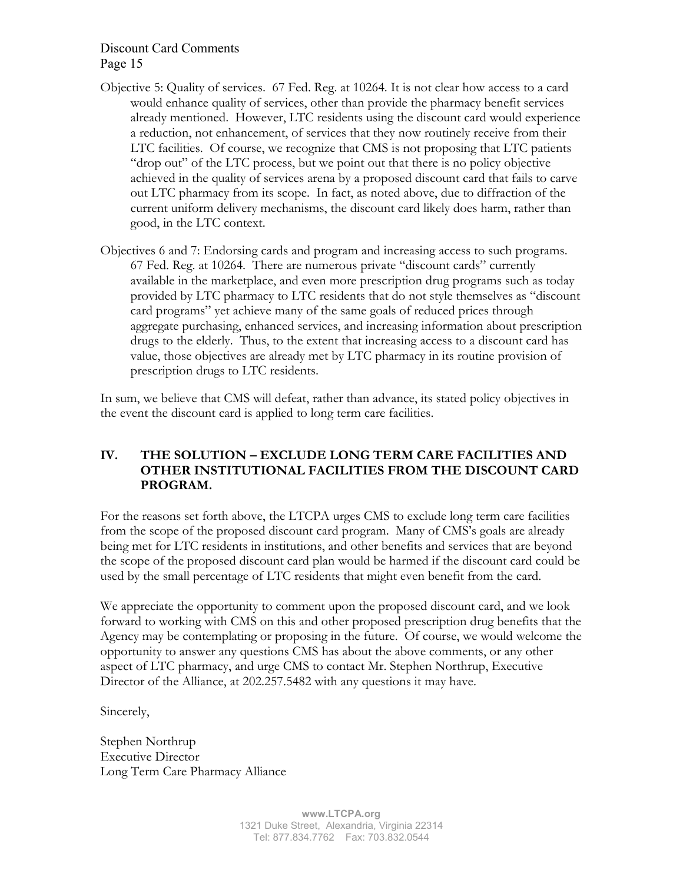Objective 5: Quality of services. 67 Fed. Reg. at 10264. It is not clear how access to a card would enhance quality of services, other than provide the pharmacy benefit services already mentioned. However, LTC residents using the discount card would experience a reduction, not enhancement, of services that they now routinely receive from their LTC facilities. Of course, we recognize that CMS is not proposing that LTC patients "drop out" of the LTC process, but we point out that there is no policy objective achieved in the quality of services arena by a proposed discount card that fails to carve out LTC pharmacy from its scope. In fact, as noted above, due to diffraction of the current uniform delivery mechanisms, the discount card likely does harm, rather than good, in the LTC context.

Objectives 6 and 7: Endorsing cards and program and increasing access to such programs. 67 Fed. Reg. at 10264. There are numerous private "discount cards" currently available in the marketplace, and even more prescription drug programs such as today provided by LTC pharmacy to LTC residents that do not style themselves as "discount card programs" yet achieve many of the same goals of reduced prices through aggregate purchasing, enhanced services, and increasing information about prescription drugs to the elderly. Thus, to the extent that increasing access to a discount card has value, those objectives are already met by LTC pharmacy in its routine provision of prescription drugs to LTC residents.

In sum, we believe that CMS will defeat, rather than advance, its stated policy objectives in the event the discount card is applied to long term care facilities.

## IV. THE SOLUTION – EXCLUDE LONG TERM CARE FACILITIES AND OTHER INSTITUTIONAL FACILITIES FROM THE DISCOUNT CARD PROGRAM.

For the reasons set forth above, the LTCPA urges CMS to exclude long term care facilities from the scope of the proposed discount card program. Many of CMS's goals are already being met for LTC residents in institutions, and other benefits and services that are beyond the scope of the proposed discount card plan would be harmed if the discount card could be used by the small percentage of LTC residents that might even benefit from the card.

We appreciate the opportunity to comment upon the proposed discount card, and we look forward to working with CMS on this and other proposed prescription drug benefits that the Agency may be contemplating or proposing in the future. Of course, we would welcome the opportunity to answer any questions CMS has about the above comments, or any other aspect of LTC pharmacy, and urge CMS to contact Mr. Stephen Northrup, Executive Director of the Alliance, at 202.257.5482 with any questions it may have.

Sincerely,

Stephen Northrup
Executive Director
Long Term Care Pharmacy Alliance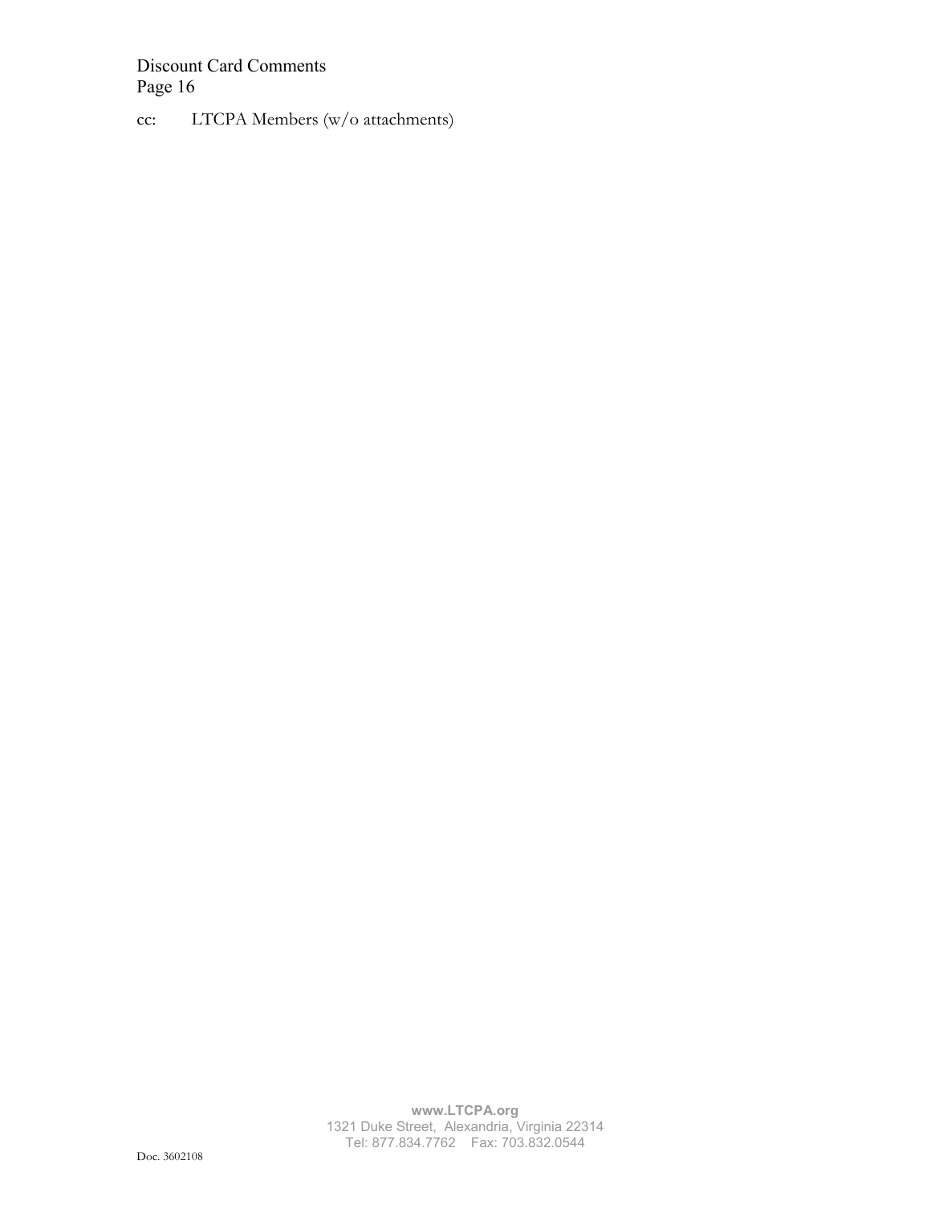cc: LTCPA Members (w/o attachments)